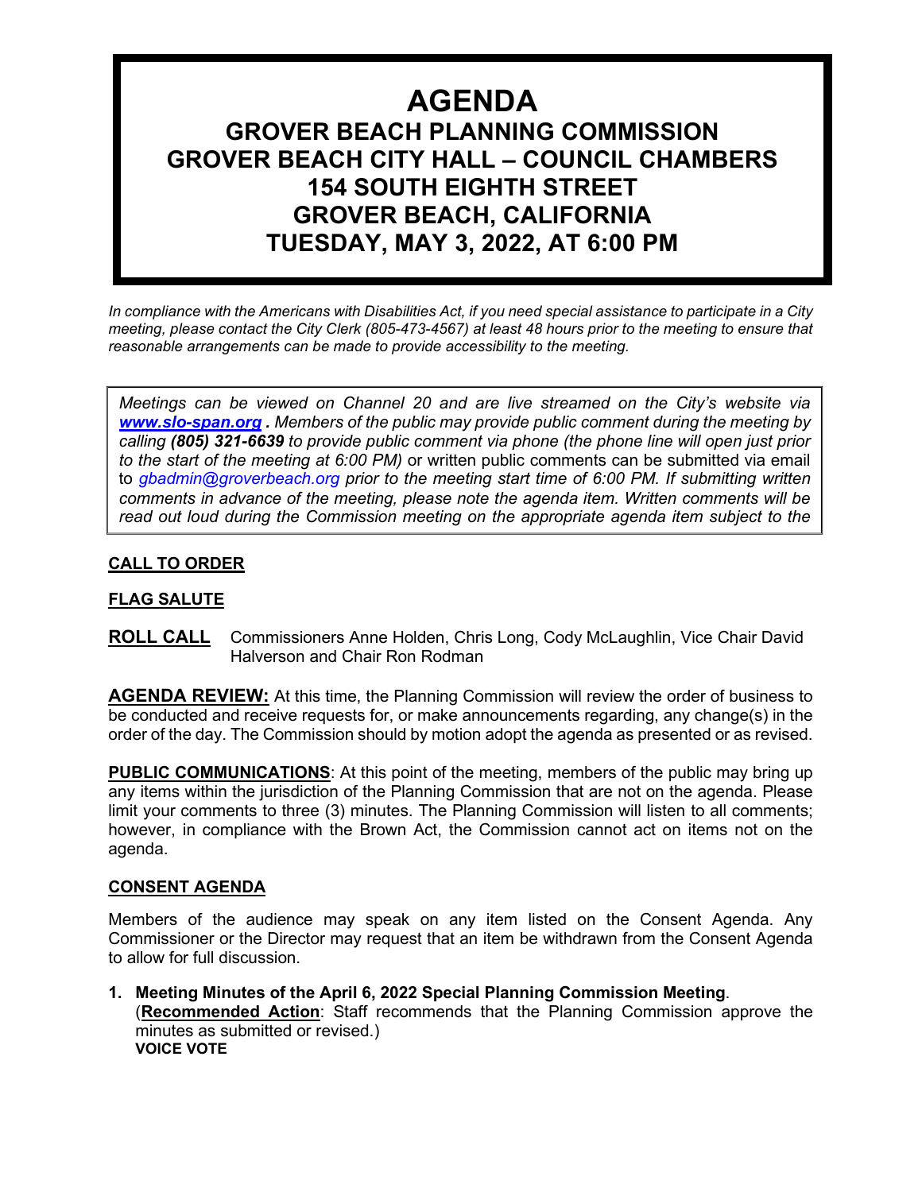# AGENDA

## GROVER BEACH PLANNING COMMISSION
## GROVER BEACH CITY HALL – COUNCIL CHAMBERS
## 154 SOUTH EIGHTH STREET
## GROVER BEACH, CALIFORNIA
## TUESDAY, MAY 3, 2022, AT 6:00 PM

*In compliance with the Americans with Disabilities Act, if you need special assistance to participate in a City meeting, please contact the City Clerk (805-473-4567) at least 48 hours prior to the meeting to ensure that reasonable arrangements can be made to provide accessibility to the meeting.*

*Meetings can be viewed on Channel 20 and are live streamed on the City's website via **www.slo-span.org** . Members of the public may provide public comment during the meeting by calling **(805) 321-6639** to provide public comment via phone (the phone line will open just prior to the start of the meeting at 6:00 PM)* or written public comments can be submitted via email to *gbadmin@groverbeach.org prior to the meeting start time of 6:00 PM. If submitting written comments in advance of the meeting, please note the agenda item. Written comments will be read out loud during the Commission meeting on the appropriate agenda item subject to the*

**CALL TO ORDER**

**FLAG SALUTE**

**ROLL CALL** Commissioners Anne Holden, Chris Long, Cody McLaughlin, Vice Chair David Halverson and Chair Ron Rodman

**AGENDA REVIEW:** At this time, the Planning Commission will review the order of business to be conducted and receive requests for, or make announcements regarding, any change(s) in the order of the day. The Commission should by motion adopt the agenda as presented or as revised.

**PUBLIC COMMUNICATIONS**: At this point of the meeting, members of the public may bring up any items within the jurisdiction of the Planning Commission that are not on the agenda. Please limit your comments to three (3) minutes. The Planning Commission will listen to all comments; however, in compliance with the Brown Act, the Commission cannot act on items not on the agenda.

**CONSENT AGENDA**

Members of the audience may speak on any item listed on the Consent Agenda. Any Commissioner or the Director may request that an item be withdrawn from the Consent Agenda to allow for full discussion.

1. **Meeting Minutes of the April 6, 2022 Special Planning Commission Meeting**.
(**Recommended Action**: Staff recommends that the Planning Commission approve the minutes as submitted or revised.)
**VOICE VOTE**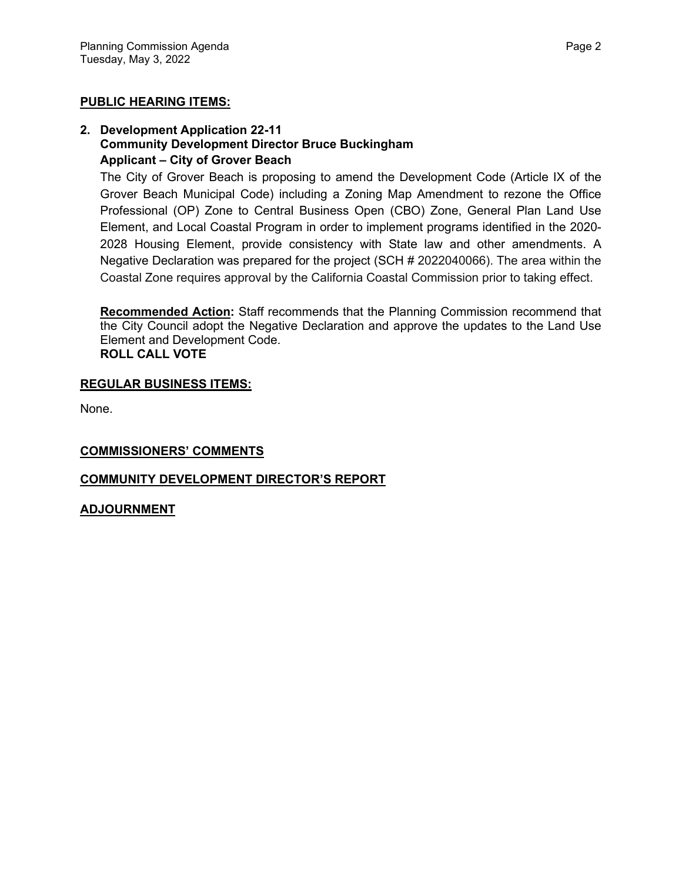**PUBLIC HEARING ITEMS:**

**2. Development Application 22-11**
**Community Development Director Bruce Buckingham**
**Applicant – City of Grover Beach**

The City of Grover Beach is proposing to amend the Development Code (Article IX of the Grover Beach Municipal Code) including a Zoning Map Amendment to rezone the Office Professional (OP) Zone to Central Business Open (CBO) Zone, General Plan Land Use Element, and Local Coastal Program in order to implement programs identified in the 2020-2028 Housing Element, provide consistency with State law and other amendments. A Negative Declaration was prepared for the project (SCH # 2022040066). The area within the Coastal Zone requires approval by the California Coastal Commission prior to taking effect.

**Recommended Action:** Staff recommends that the Planning Commission recommend that the City Council adopt the Negative Declaration and approve the updates to the Land Use Element and Development Code.
**ROLL CALL VOTE**

**REGULAR BUSINESS ITEMS:**

None.

**COMMISSIONERS' COMMENTS**

**COMMUNITY DEVELOPMENT DIRECTOR'S REPORT**

**ADJOURNMENT**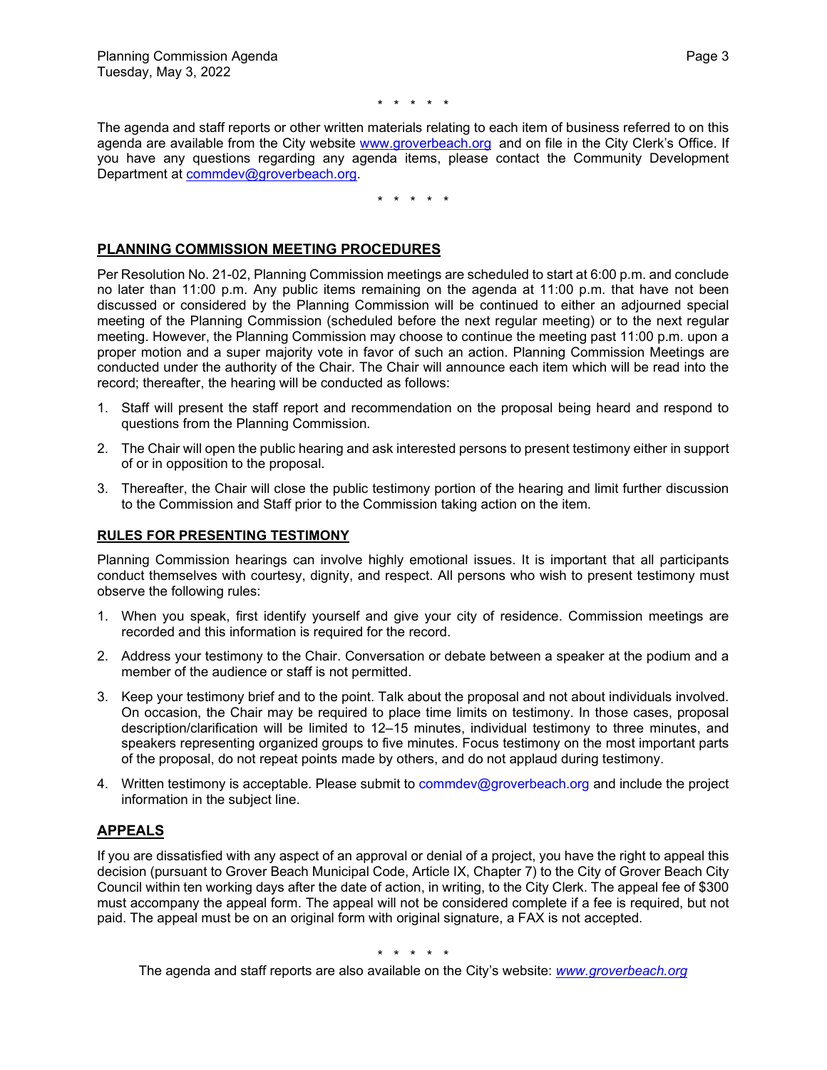\* \* \* \* \*

The agenda and staff reports or other written materials relating to each item of business referred to on this agenda are available from the City website www.groverbeach.org and on file in the City Clerk's Office. If you have any questions regarding any agenda items, please contact the Community Development Department at commdev@groverbeach.org.

\* \* \* \* \*

## PLANNING COMMISSION MEETING PROCEDURES

Per Resolution No. 21-02, Planning Commission meetings are scheduled to start at 6:00 p.m. and conclude no later than 11:00 p.m. Any public items remaining on the agenda at 11:00 p.m. that have not been discussed or considered by the Planning Commission will be continued to either an adjourned special meeting of the Planning Commission (scheduled before the next regular meeting) or to the next regular meeting. However, the Planning Commission may choose to continue the meeting past 11:00 p.m. upon a proper motion and a super majority vote in favor of such an action. Planning Commission Meetings are conducted under the authority of the Chair. The Chair will announce each item which will be read into the record; thereafter, the hearing will be conducted as follows:

1. Staff will present the staff report and recommendation on the proposal being heard and respond to questions from the Planning Commission.
2. The Chair will open the public hearing and ask interested persons to present testimony either in support of or in opposition to the proposal.
3. Thereafter, the Chair will close the public testimony portion of the hearing and limit further discussion to the Commission and Staff prior to the Commission taking action on the item.

## RULES FOR PRESENTING TESTIMONY

Planning Commission hearings can involve highly emotional issues. It is important that all participants conduct themselves with courtesy, dignity, and respect. All persons who wish to present testimony must observe the following rules:

1. When you speak, first identify yourself and give your city of residence. Commission meetings are recorded and this information is required for the record.
2. Address your testimony to the Chair. Conversation or debate between a speaker at the podium and a member of the audience or staff is not permitted.
3. Keep your testimony brief and to the point. Talk about the proposal and not about individuals involved. On occasion, the Chair may be required to place time limits on testimony. In those cases, proposal description/clarification will be limited to 12–15 minutes, individual testimony to three minutes, and speakers representing organized groups to five minutes. Focus testimony on the most important parts of the proposal, do not repeat points made by others, and do not applaud during testimony.
4. Written testimony is acceptable. Please submit to commdev@groverbeach.org and include the project information in the subject line.

## APPEALS

If you are dissatisfied with any aspect of an approval or denial of a project, you have the right to appeal this decision (pursuant to Grover Beach Municipal Code, Article IX, Chapter 7) to the City of Grover Beach City Council within ten working days after the date of action, in writing, to the City Clerk. The appeal fee of $300 must accompany the appeal form. The appeal will not be considered complete if a fee is required, but not paid. The appeal must be on an original form with original signature, a FAX is not accepted.

\* \* \* \* \*

The agenda and staff reports are also available on the City's website: *www.groverbeach.org*